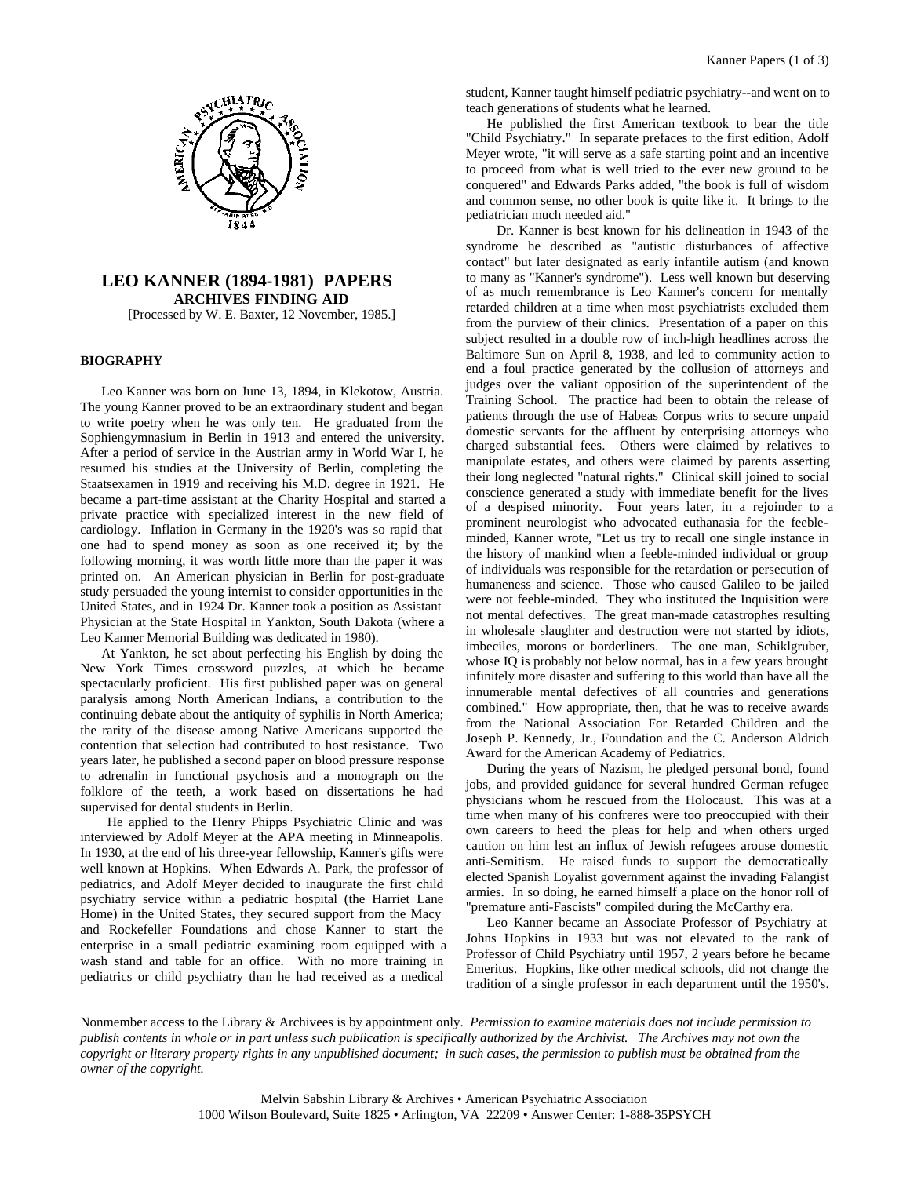# LEO KANNER (1894-1981) PAPERS

## ARCHIVES FINDING AID

[Processed by W. E. Baxter, 12 November, 1985.]

### BIOGRAPHY

Leo Kanner was born on June 13, 1894, in Klekotow, Austria. The young Kanner proved to be an extraordinary student and began to write poetry when he was only ten. He graduated from the Sophiengymnasium in Berlin in 1913 and entered the university. After a period of service in the Austrian army in World War I, he resumed his studies at the University of Berlin, completing the Staatsexamen in 1919 and receiving his M.D. degree in 1921. He became a part-time assistant at the Charity Hospital and started a private practice with specialized interest in the new field of cardiology. Inflation in Germany in the 1920's was so rapid that one had to spend money as soon as one received it; by the following morning, it was worth little more than the paper it was printed on. An American physician in Berlin for post-graduate study persuaded the young internist to consider opportunities in the United States, and in 1924 Dr. Kanner took a position as Assistant Physician at the State Hospital in Yankton, South Dakota (where a Leo Kanner Memorial Building was dedicated in 1980).

At Yankton, he set about perfecting his English by doing the New York Times crossword puzzles, at which he became spectacularly proficient. His first published paper was on general paralysis among North American Indians, a contribution to the continuing debate about the antiquity of syphilis in North America; the rarity of the disease among Native Americans supported the contention that selection had contributed to host resistance. Two years later, he published a second paper on blood pressure response to adrenalin in functional psychosis and a monograph on the folklore of the teeth, a work based on dissertations he had supervised for dental students in Berlin.

He applied to the Henry Phipps Psychiatric Clinic and was interviewed by Adolf Meyer at the APA meeting in Minneapolis. In 1930, at the end of his three-year fellowship, Kanner's gifts were well known at Hopkins. When Edwards A. Park, the professor of pediatrics, and Adolf Meyer decided to inaugurate the first child psychiatry service within a pediatric hospital (the Harriet Lane Home) in the United States, they secured support from the Macy and Rockefeller Foundations and chose Kanner to start the enterprise in a small pediatric examining room equipped with a wash stand and table for an office. With no more training in pediatrics or child psychiatry than he had received as a medical student, Kanner taught himself pediatric psychiatry--and went on to teach generations of students what he learned.

He published the first American textbook to bear the title "Child Psychiatry." In separate prefaces to the first edition, Adolf Meyer wrote, "it will serve as a safe starting point and an incentive to proceed from what is well tried to the ever new ground to be conquered" and Edwards Parks added, "the book is full of wisdom and common sense, no other book is quite like it. It brings to the pediatrician much needed aid."

Dr. Kanner is best known for his delineation in 1943 of the syndrome he described as "autistic disturbances of affective contact" but later designated as early infantile autism (and known to many as "Kanner's syndrome"). Less well known but deserving of as much remembrance is Leo Kanner's concern for mentally retarded children at a time when most psychiatrists excluded them from the purview of their clinics. Presentation of a paper on this subject resulted in a double row of inch-high headlines across the Baltimore Sun on April 8, 1938, and led to community action to end a foul practice generated by the collusion of attorneys and judges over the valiant opposition of the superintendent of the Training School. The practice had been to obtain the release of patients through the use of Habeas Corpus writs to secure unpaid domestic servants for the affluent by enterprising attorneys who charged substantial fees. Others were claimed by relatives to manipulate estates, and others were claimed by parents asserting their long neglected "natural rights." Clinical skill joined to social conscience generated a study with immediate benefit for the lives of a despised minority. Four years later, in a rejoinder to a prominent neurologist who advocated euthanasia for the feeble-minded, Kanner wrote, "Let us try to recall one single instance in the history of mankind when a feeble-minded individual or group of individuals was responsible for the retardation or persecution of humaneness and science. Those who caused Galileo to be jailed were not feeble-minded. They who instituted the Inquisition were not mental defectives. The great man-made catastrophes resulting in wholesale slaughter and destruction were not started by idiots, imbeciles, morons or borderliners. The one man, Schiklgruber, whose IQ is probably not below normal, has in a few years brought infinitely more disaster and suffering to this world than have all the innumerable mental defectives of all countries and generations combined." How appropriate, then, that he was to receive awards from the National Association For Retarded Children and the Joseph P. Kennedy, Jr., Foundation and the C. Anderson Aldrich Award for the American Academy of Pediatrics.

During the years of Nazism, he pledged personal bond, found jobs, and provided guidance for several hundred German refugee physicians whom he rescued from the Holocaust. This was at a time when many of his confreres were too preoccupied with their own careers to heed the pleas for help and when others urged caution on him lest an influx of Jewish refugees arouse domestic anti-Semitism. He raised funds to support the democratically elected Spanish Loyalist government against the invading Falangist armies. In so doing, he earned himself a place on the honor roll of "premature anti-Fascists" compiled during the McCarthy era.

Leo Kanner became an Associate Professor of Psychiatry at Johns Hopkins in 1933 but was not elevated to the rank of Professor of Child Psychiatry until 1957, 2 years before he became Emeritus. Hopkins, like other medical schools, did not change the tradition of a single professor in each department until the 1950's.

Nonmember access to the Library & Archivees is by appointment only. *Permission to examine materials does not include permission to publish contents in whole or in part unless such publication is specifically authorized by the Archivist. The Archives may not own the copyright or literary property rights in any unpublished document; in such cases, the permission to publish must be obtained from the owner of the copyright.*

Melvin Sabshin Library & Archives • American Psychiatric Association
1000 Wilson Boulevard, Suite 1825 • Arlington, VA 22209 • Answer Center: 1-888-35PSYCH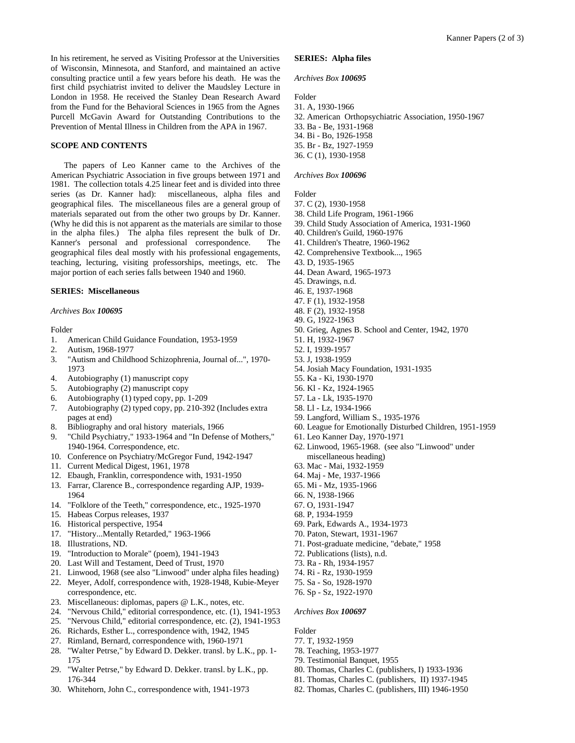In his retirement, he served as Visiting Professor at the Universities of Wisconsin, Minnesota, and Stanford, and maintained an active consulting practice until a few years before his death. He was the first child psychiatrist invited to deliver the Maudsley Lecture in London in 1958. He received the Stanley Dean Research Award from the Fund for the Behavioral Sciences in 1965 from the Agnes Purcell McGavin Award for Outstanding Contributions to the Prevention of Mental Illness in Children from the APA in 1967.

## SCOPE AND CONTENTS

The papers of Leo Kanner came to the Archives of the American Psychiatric Association in five groups between 1971 and 1981. The collection totals 4.25 linear feet and is divided into three series (as Dr. Kanner had): miscellaneous, alpha files and geographical files. The miscellaneous files are a general group of materials separated out from the other two groups by Dr. Kanner. (Why he did this is not apparent as the materials are similar to those in the alpha files.) The alpha files represent the bulk of Dr. Kanner's personal and professional correspondence. The geographical files deal mostly with his professional engagements, teaching, lecturing, visiting professorships, meetings, etc. The major portion of each series falls between 1940 and 1960.

## SERIES: Miscellaneous

*Archives Box **100695***

Folder

1. American Child Guidance Foundation, 1953-1959
2. Autism, 1968-1977
3. "Autism and Childhood Schizophrenia, Journal of...", 1970-1973
4. Autobiography (1) manuscript copy
5. Autobiography (2) manuscript copy
6. Autobiography (1) typed copy, pp. 1-209
7. Autobiography (2) typed copy, pp. 210-392 (Includes extra pages at end)
8. Bibliography and oral history materials, 1966
9. "Child Psychiatry," 1933-1964 and "In Defense of Mothers," 1940-1964. Correspondence, etc.
10. Conference on Psychiatry/McGregor Fund, 1942-1947
11. Current Medical Digest, 1961, 1978
12. Ebaugh, Franklin, correspondence with, 1931-1950
13. Farrar, Clarence B., correspondence regarding AJP, 1939-1964
14. "Folklore of the Teeth," correspondence, etc., 1925-1970
15. Habeas Corpus releases, 1937
16. Historical perspective, 1954
17. "History...Mentally Retarded," 1963-1966
18. Illustrations, ND.
19. "Introduction to Morale" (poem), 1941-1943
20. Last Will and Testament, Deed of Trust, 1970
21. Linwood, 1968 (see also "Linwood" under alpha files heading)
22. Meyer, Adolf, correspondence with, 1928-1948, Kubie-Meyer correspondence, etc.
23. Miscellaneous: diplomas, papers @ L.K., notes, etc.
24. "Nervous Child," editorial correspondence, etc. (1), 1941-1953
25. "Nervous Child," editorial correspondence, etc. (2), 1941-1953
26. Richards, Esther L., correspondence with, 1942, 1945
27. Rimland, Bernard, correspondence with, 1960-1971
28. "Walter Petrse," by Edward D. Dekker. transl. by L.K., pp. 1-175
29. "Walter Petrse," by Edward D. Dekker. transl. by L.K., pp. 176-344
30. Whitehorn, John C., correspondence with, 1941-1973

## SERIES: Alpha files

*Archives Box **100695***

Folder

31. A, 1930-1966
32. American Orthopsychiatric Association, 1950-1967
33. Ba - Be, 1931-1968
34. Bi - Bo, 1926-1958
35. Br - Bz, 1927-1959
36. C (1), 1930-1958

*Archives Box **100696***

Folder

37. C (2), 1930-1958
38. Child Life Program, 1961-1966
39. Child Study Association of America, 1931-1960
40. Children's Guild, 1960-1976
41. Children's Theatre, 1960-1962
42. Comprehensive Textbook..., 1965
43. D, 1935-1965
44. Dean Award, 1965-1973
45. Drawings, n.d.
46. E, 1937-1968
47. F (1), 1932-1958
48. F (2), 1932-1958
49. G, 1922-1963
50. Grieg, Agnes B. School and Center, 1942, 1970
51. H, 1932-1967
52. I, 1939-1957
53. J, 1938-1959
54. Josiah Macy Foundation, 1931-1935
55. Ka - Ki, 1930-1970
56. Kl - Kz, 1924-1965
57. La - Lk, 1935-1970
58. Ll - Lz, 1934-1966
59. Langford, William S., 1935-1976
60. League for Emotionally Disturbed Children, 1951-1959
61. Leo Kanner Day, 1970-1971
62. Linwood, 1965-1968. (see also "Linwood" under miscellaneous heading)
63. Mac - Mai, 1932-1959
64. Maj - Me, 1937-1966
65. Mi - Mz, 1935-1966
66. N, 1938-1966
67. O, 1931-1947
68. P, 1934-1959
69. Park, Edwards A., 1934-1973
70. Paton, Stewart, 1931-1967
71. Post-graduate medicine, "debate," 1958
72. Publications (lists), n.d.
73. Ra - Rh, 1934-1957
74. Ri - Rz, 1930-1959
75. Sa - So, 1928-1970
76. Sp - Sz, 1922-1970

*Archives Box **100697***

Folder

77. T, 1932-1959
78. Teaching, 1953-1977
79. Testimonial Banquet, 1955
80. Thomas, Charles C. (publishers, I) 1933-1936
81. Thomas, Charles C. (publishers, II) 1937-1945
82. Thomas, Charles C. (publishers, III) 1946-1950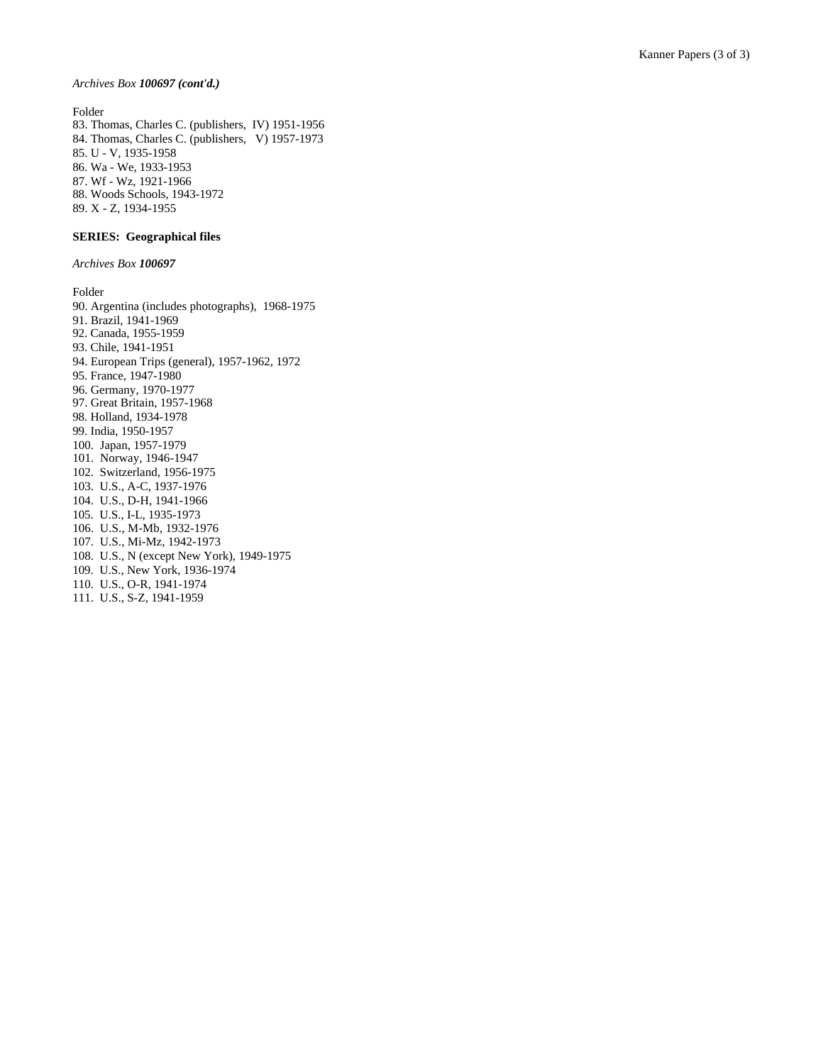*Archives Box **100697 (cont'd.)***

Folder

83. Thomas, Charles C. (publishers, IV) 1951-1956
84. Thomas, Charles C. (publishers, V) 1957-1973
85. U - V, 1935-1958
86. Wa - We, 1933-1953
87. Wf - Wz, 1921-1966
88. Woods Schools, 1943-1972
89. X - Z, 1934-1955

**SERIES: Geographical files**

*Archives Box **100697***

Folder

90. Argentina (includes photographs), 1968-1975
91. Brazil, 1941-1969
92. Canada, 1955-1959
93. Chile, 1941-1951
94. European Trips (general), 1957-1962, 1972
95. France, 1947-1980
96. Germany, 1970-1977
97. Great Britain, 1957-1968
98. Holland, 1934-1978
99. India, 1950-1957
100. Japan, 1957-1979
101. Norway, 1946-1947
102. Switzerland, 1956-1975
103. U.S., A-C, 1937-1976
104. U.S., D-H, 1941-1966
105. U.S., I-L, 1935-1973
106. U.S., M-Mb, 1932-1976
107. U.S., Mi-Mz, 1942-1973
108. U.S., N (except New York), 1949-1975
109. U.S., New York, 1936-1974
110. U.S., O-R, 1941-1974
111. U.S., S-Z, 1941-1959